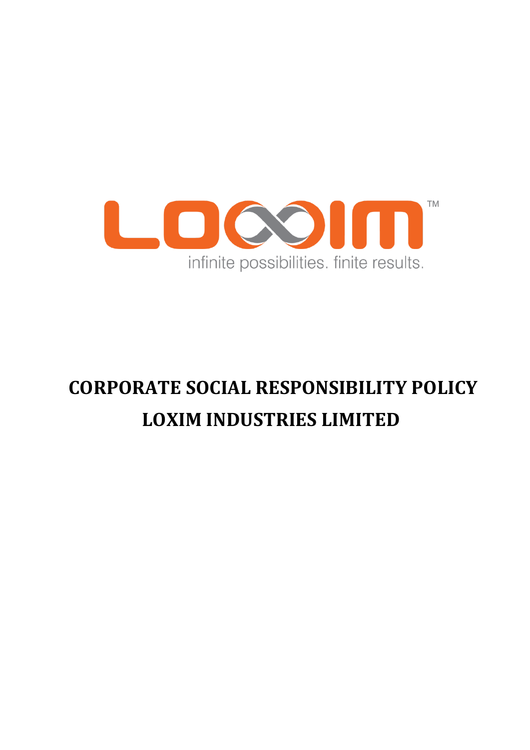LOXIM™

infinite possibilities. finite results.

# CORPORATE SOCIAL RESPONSIBILITY POLICY

# LOXIM INDUSTRIES LIMITED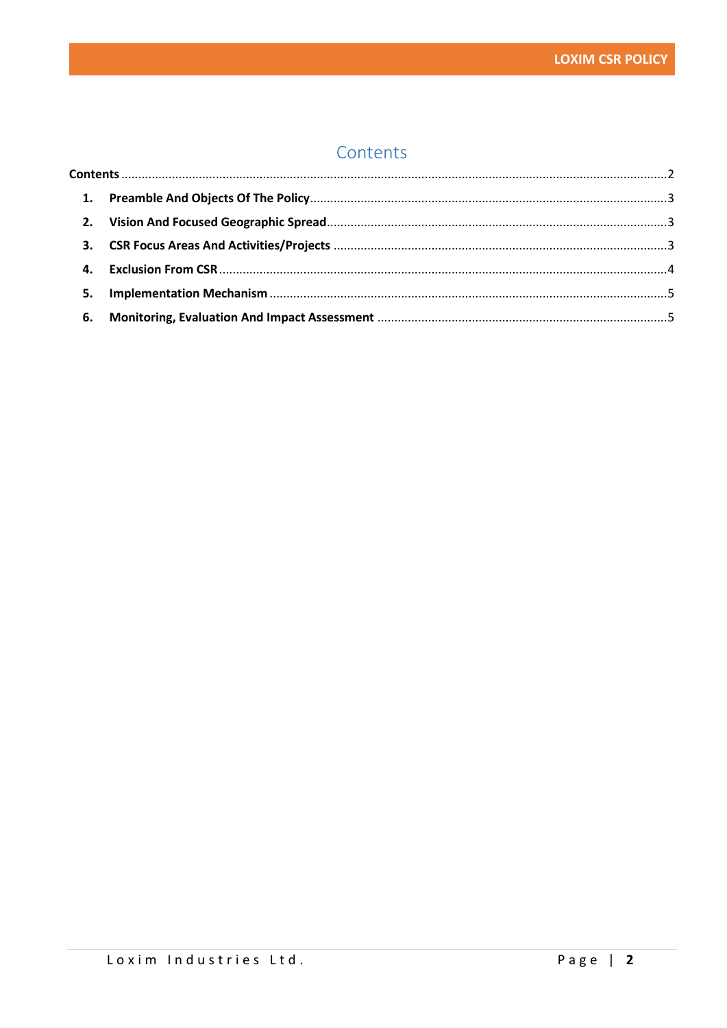# Contents

**Contents** .....................................................................................................................................................2

1. **Preamble And Objects Of The Policy**.........................................................................................3
2. **Vision And Focused Geographic Spread**....................................................................................3
3. **CSR Focus Areas And Activities/Projects** ..................................................................................3
4. **Exclusion From CSR**......................................................................................................................4
5. **Implementation Mechanism** .......................................................................................................5
6. **Monitoring, Evaluation And Impact Assessment** .....................................................................5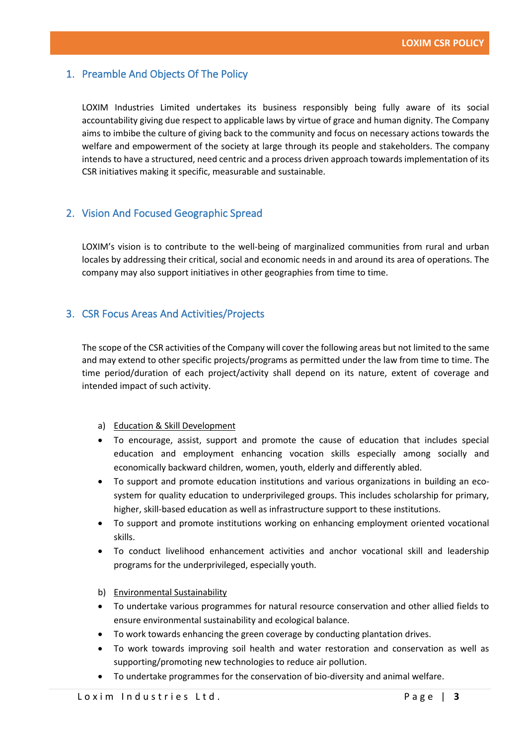## 1. Preamble And Objects Of The Policy

LOXIM Industries Limited undertakes its business responsibly being fully aware of its social accountability giving due respect to applicable laws by virtue of grace and human dignity. The Company aims to imbibe the culture of giving back to the community and focus on necessary actions towards the welfare and empowerment of the society at large through its people and stakeholders. The company intends to have a structured, need centric and a process driven approach towards implementation of its CSR initiatives making it specific, measurable and sustainable.

## 2. Vision And Focused Geographic Spread

LOXIM's vision is to contribute to the well-being of marginalized communities from rural and urban locales by addressing their critical, social and economic needs in and around its area of operations. The company may also support initiatives in other geographies from time to time.

## 3. CSR Focus Areas And Activities/Projects

The scope of the CSR activities of the Company will cover the following areas but not limited to the same and may extend to other specific projects/programs as permitted under the law from time to time. The time period/duration of each project/activity shall depend on its nature, extent of coverage and intended impact of such activity.

a) Education & Skill Development

- To encourage, assist, support and promote the cause of education that includes special education and employment enhancing vocation skills especially among socially and economically backward children, women, youth, elderly and differently abled.
- To support and promote education institutions and various organizations in building an eco-system for quality education to underprivileged groups. This includes scholarship for primary, higher, skill-based education as well as infrastructure support to these institutions.
- To support and promote institutions working on enhancing employment oriented vocational skills.
- To conduct livelihood enhancement activities and anchor vocational skill and leadership programs for the underprivileged, especially youth.

b) Environmental Sustainability

- To undertake various programmes for natural resource conservation and other allied fields to ensure environmental sustainability and ecological balance.
- To work towards enhancing the green coverage by conducting plantation drives.
- To work towards improving soil health and water restoration and conservation as well as supporting/promoting new technologies to reduce air pollution.
- To undertake programmes for the conservation of bio-diversity and animal welfare.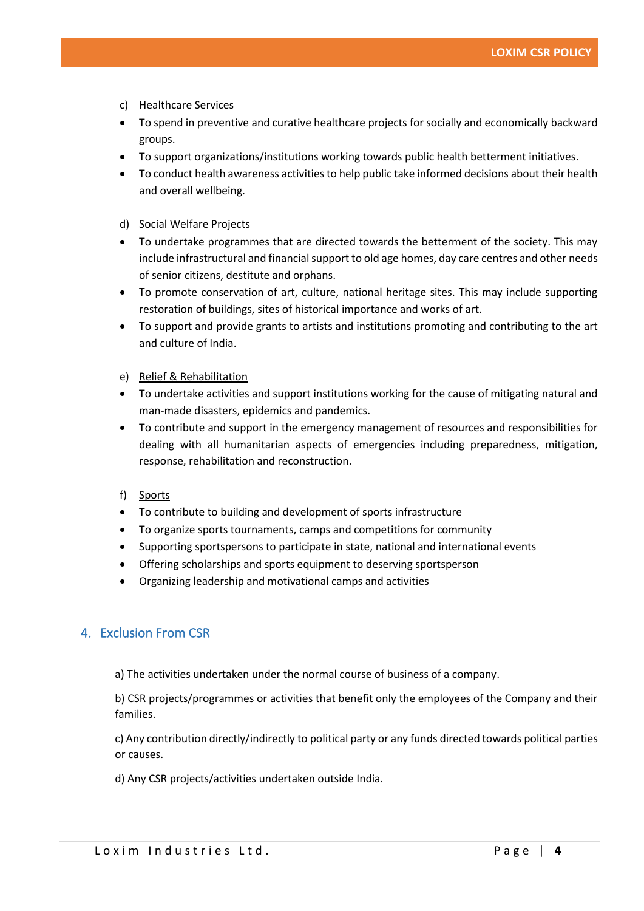c) Healthcare Services

- To spend in preventive and curative healthcare projects for socially and economically backward groups.
- To support organizations/institutions working towards public health betterment initiatives.
- To conduct health awareness activities to help public take informed decisions about their health and overall wellbeing.

d) Social Welfare Projects

- To undertake programmes that are directed towards the betterment of the society. This may include infrastructural and financial support to old age homes, day care centres and other needs of senior citizens, destitute and orphans.
- To promote conservation of art, culture, national heritage sites. This may include supporting restoration of buildings, sites of historical importance and works of art.
- To support and provide grants to artists and institutions promoting and contributing to the art and culture of India.

e) Relief & Rehabilitation

- To undertake activities and support institutions working for the cause of mitigating natural and man-made disasters, epidemics and pandemics.
- To contribute and support in the emergency management of resources and responsibilities for dealing with all humanitarian aspects of emergencies including preparedness, mitigation, response, rehabilitation and reconstruction.

f) Sports

- To contribute to building and development of sports infrastructure
- To organize sports tournaments, camps and competitions for community
- Supporting sportspersons to participate in state, national and international events
- Offering scholarships and sports equipment to deserving sportsperson
- Organizing leadership and motivational camps and activities

## 4. Exclusion From CSR

a) The activities undertaken under the normal course of business of a company.

b) CSR projects/programmes or activities that benefit only the employees of the Company and their families.

c) Any contribution directly/indirectly to political party or any funds directed towards political parties or causes.

d) Any CSR projects/activities undertaken outside India.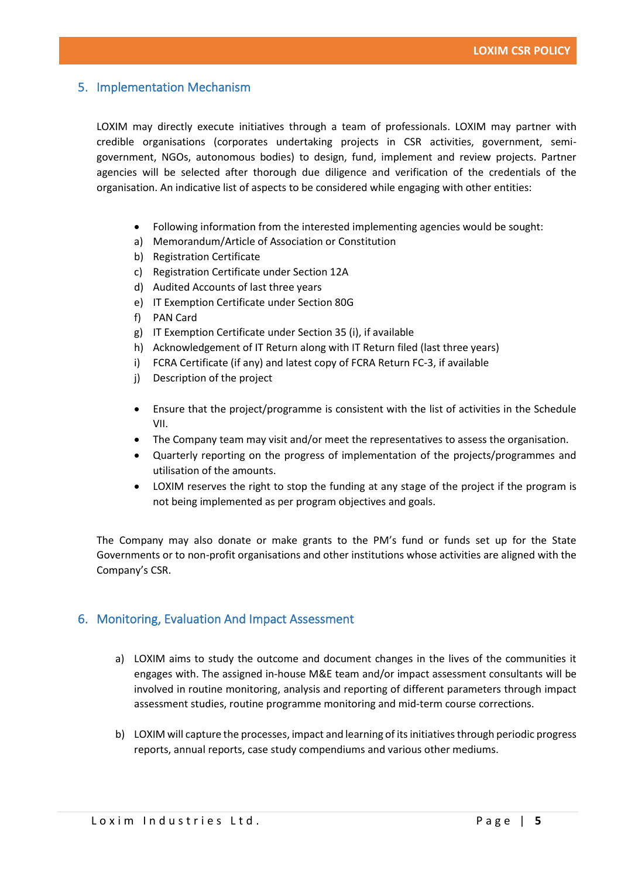## 5. Implementation Mechanism

LOXIM may directly execute initiatives through a team of professionals. LOXIM may partner with credible organisations (corporates undertaking projects in CSR activities, government, semi-government, NGOs, autonomous bodies) to design, fund, implement and review projects. Partner agencies will be selected after thorough due diligence and verification of the credentials of the organisation. An indicative list of aspects to be considered while engaging with other entities:

- Following information from the interested implementing agencies would be sought:

a) Memorandum/Article of Association or Constitution
b) Registration Certificate
c) Registration Certificate under Section 12A
d) Audited Accounts of last three years
e) IT Exemption Certificate under Section 80G
f) PAN Card
g) IT Exemption Certificate under Section 35 (i), if available
h) Acknowledgement of IT Return along with IT Return filed (last three years)
i) FCRA Certificate (if any) and latest copy of FCRA Return FC-3, if available
j) Description of the project

- Ensure that the project/programme is consistent with the list of activities in the Schedule VII.
- The Company team may visit and/or meet the representatives to assess the organisation.
- Quarterly reporting on the progress of implementation of the projects/programmes and utilisation of the amounts.
- LOXIM reserves the right to stop the funding at any stage of the project if the program is not being implemented as per program objectives and goals.

The Company may also donate or make grants to the PM's fund or funds set up for the State Governments or to non-profit organisations and other institutions whose activities are aligned with the Company's CSR.

## 6. Monitoring, Evaluation And Impact Assessment

a) LOXIM aims to study the outcome and document changes in the lives of the communities it engages with. The assigned in-house M&E team and/or impact assessment consultants will be involved in routine monitoring, analysis and reporting of different parameters through impact assessment studies, routine programme monitoring and mid-term course corrections.

b) LOXIM will capture the processes, impact and learning of its initiatives through periodic progress reports, annual reports, case study compendiums and various other mediums.